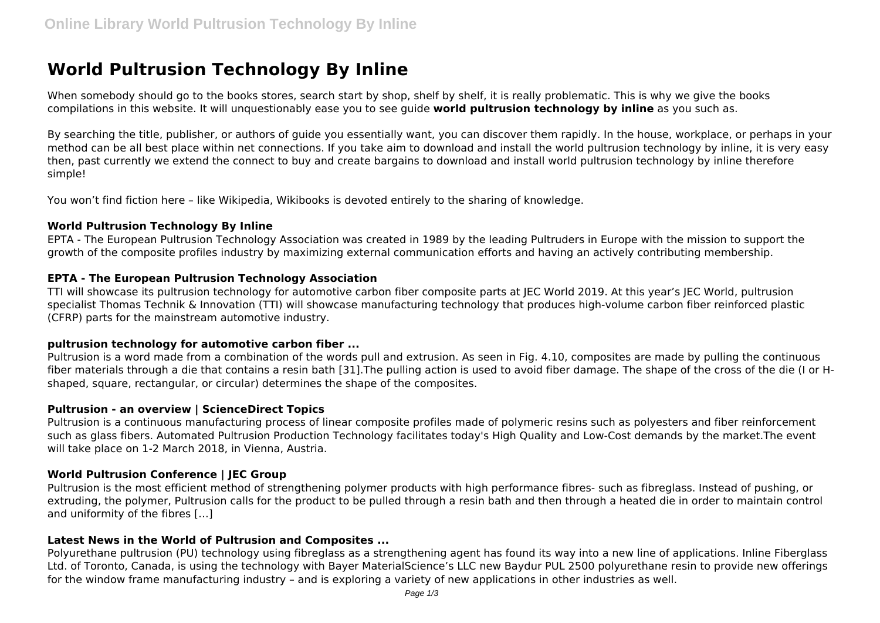# World Pultrusion Technology By Inline

When somebody should go to the books stores, search start by shop, shelf by shelf, it is really problematic. This is why we give the books compilations in this website. It will unquestionably ease you to see guide **world pultrusion technology by inline** as you such as.

By searching the title, publisher, or authors of guide you essentially want, you can discover them rapidly. In the house, workplace, or perhaps in your method can be all best place within net connections. If you take aim to download and install the world pultrusion technology by inline, it is very easy then, past currently we extend the connect to buy and create bargains to download and install world pultrusion technology by inline therefore simple!

You won't find fiction here – like Wikipedia, Wikibooks is devoted entirely to the sharing of knowledge.

### World Pultrusion Technology By Inline

EPTA - The European Pultrusion Technology Association was created in 1989 by the leading Pultruders in Europe with the mission to support the growth of the composite profiles industry by maximizing external communication efforts and having an actively contributing membership.

### EPTA - The European Pultrusion Technology Association

TTI will showcase its pultrusion technology for automotive carbon fiber composite parts at JEC World 2019. At this year's JEC World, pultrusion specialist Thomas Technik & Innovation (TTI) will showcase manufacturing technology that produces high-volume carbon fiber reinforced plastic (CFRP) parts for the mainstream automotive industry.

### pultrusion technology for automotive carbon fiber ...

Pultrusion is a word made from a combination of the words pull and extrusion. As seen in Fig. 4.10, composites are made by pulling the continuous fiber materials through a die that contains a resin bath [31].The pulling action is used to avoid fiber damage. The shape of the cross of the die (I or H-shaped, square, rectangular, or circular) determines the shape of the composites.

### Pultrusion - an overview | ScienceDirect Topics

Pultrusion is a continuous manufacturing process of linear composite profiles made of polymeric resins such as polyesters and fiber reinforcement such as glass fibers. Automated Pultrusion Production Technology facilitates today's High Quality and Low-Cost demands by the market.The event will take place on 1-2 March 2018, in Vienna, Austria.

### World Pultrusion Conference | JEC Group

Pultrusion is the most efficient method of strengthening polymer products with high performance fibres- such as fibreglass. Instead of pushing, or extruding, the polymer, Pultrusion calls for the product to be pulled through a resin bath and then through a heated die in order to maintain control and uniformity of the fibres […]

### Latest News in the World of Pultrusion and Composites ...

Polyurethane pultrusion (PU) technology using fibreglass as a strengthening agent has found its way into a new line of applications. Inline Fiberglass Ltd. of Toronto, Canada, is using the technology with Bayer MaterialScience's LLC new Baydur PUL 2500 polyurethane resin to provide new offerings for the window frame manufacturing industry – and is exploring a variety of new applications in other industries as well.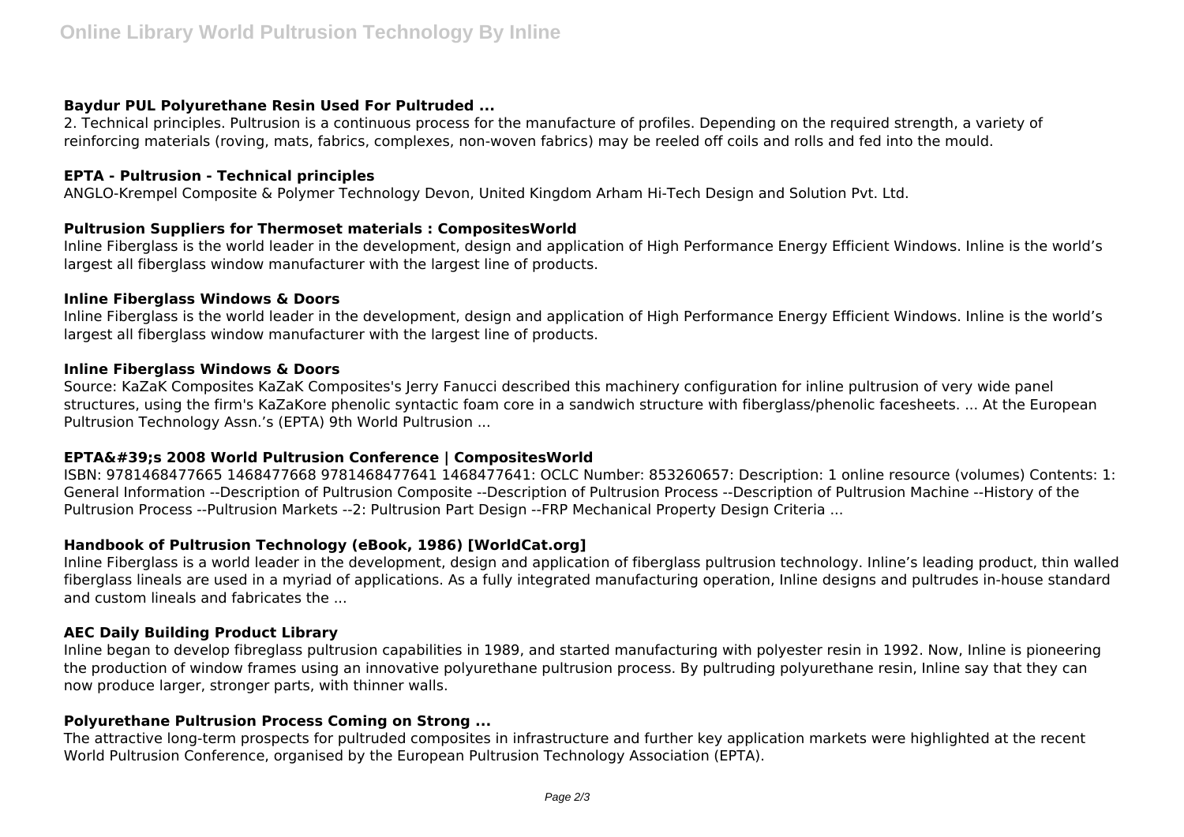### Baydur PUL Polyurethane Resin Used For Pultruded ...

2. Technical principles. Pultrusion is a continuous process for the manufacture of profiles. Depending on the required strength, a variety of reinforcing materials (roving, mats, fabrics, complexes, non-woven fabrics) may be reeled off coils and rolls and fed into the mould.

### EPTA - Pultrusion - Technical principles

ANGLO-Krempel Composite & Polymer Technology Devon, United Kingdom Arham Hi-Tech Design and Solution Pvt. Ltd.

### Pultrusion Suppliers for Thermoset materials : CompositesWorld

Inline Fiberglass is the world leader in the development, design and application of High Performance Energy Efficient Windows. Inline is the world's largest all fiberglass window manufacturer with the largest line of products.

### Inline Fiberglass Windows & Doors

Inline Fiberglass is the world leader in the development, design and application of High Performance Energy Efficient Windows. Inline is the world's largest all fiberglass window manufacturer with the largest line of products.

### Inline Fiberglass Windows & Doors

Source: KaZaK Composites KaZaK Composites's Jerry Fanucci described this machinery configuration for inline pultrusion of very wide panel structures, using the firm's KaZaKore phenolic syntactic foam core in a sandwich structure with fiberglass/phenolic facesheets. ... At the European Pultrusion Technology Assn.'s (EPTA) 9th World Pultrusion ...

### EPTA&#39;s 2008 World Pultrusion Conference | CompositesWorld

ISBN: 9781468477665 1468477668 9781468477641 1468477641: OCLC Number: 853260657: Description: 1 online resource (volumes) Contents: 1: General Information --Description of Pultrusion Composite --Description of Pultrusion Process --Description of Pultrusion Machine --History of the Pultrusion Process --Pultrusion Markets --2: Pultrusion Part Design --FRP Mechanical Property Design Criteria ...

### Handbook of Pultrusion Technology (eBook, 1986) [WorldCat.org]

Inline Fiberglass is a world leader in the development, design and application of fiberglass pultrusion technology. Inline's leading product, thin walled fiberglass lineals are used in a myriad of applications. As a fully integrated manufacturing operation, Inline designs and pultrudes in-house standard and custom lineals and fabricates the ...

### AEC Daily Building Product Library

Inline began to develop fibreglass pultrusion capabilities in 1989, and started manufacturing with polyester resin in 1992. Now, Inline is pioneering the production of window frames using an innovative polyurethane pultrusion process. By pultruding polyurethane resin, Inline say that they can now produce larger, stronger parts, with thinner walls.

### Polyurethane Pultrusion Process Coming on Strong ...

The attractive long-term prospects for pultruded composites in infrastructure and further key application markets were highlighted at the recent World Pultrusion Conference, organised by the European Pultrusion Technology Association (EPTA).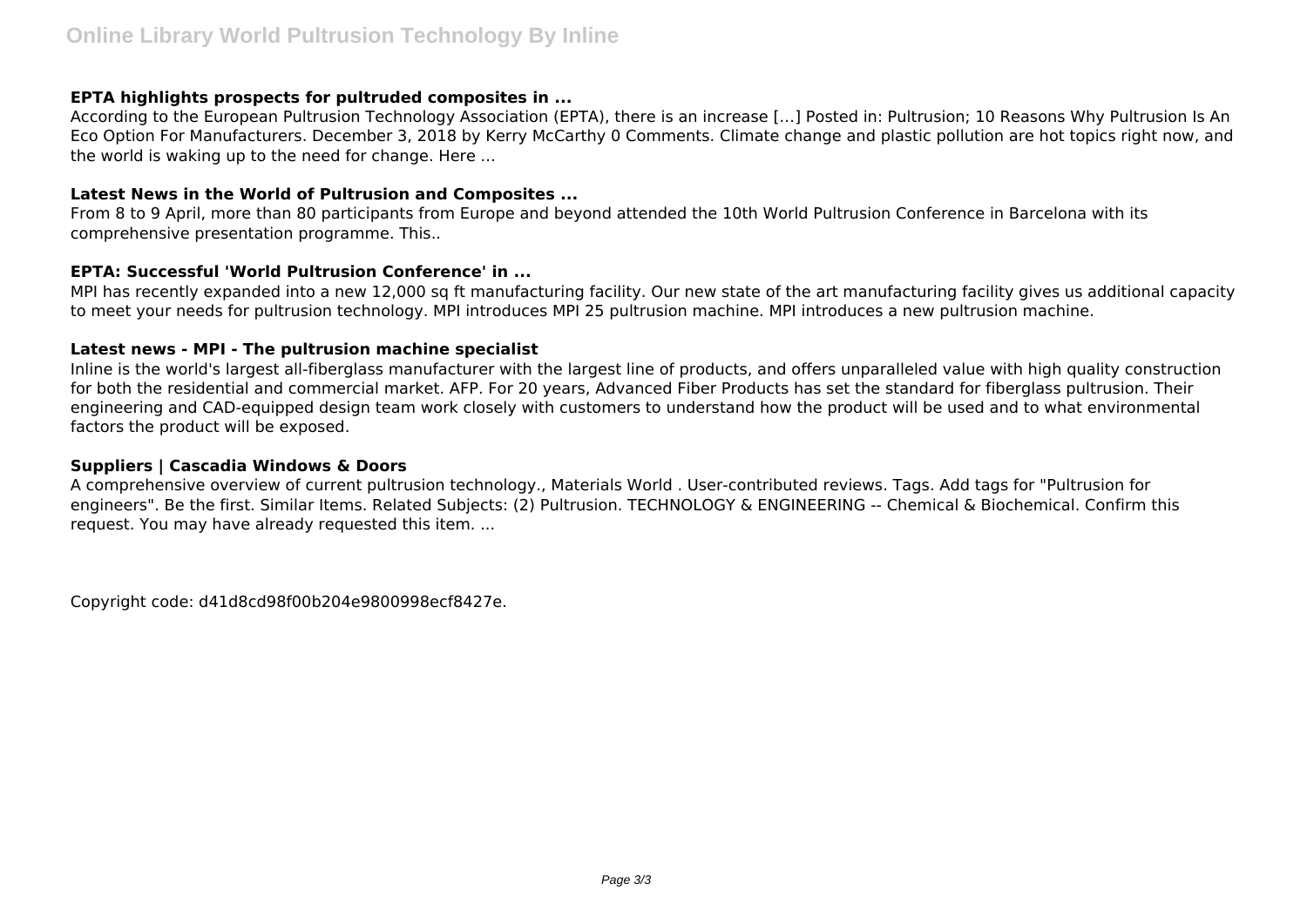### EPTA highlights prospects for pultruded composites in ...

According to the European Pultrusion Technology Association (EPTA), there is an increase […] Posted in: Pultrusion; 10 Reasons Why Pultrusion Is An Eco Option For Manufacturers. December 3, 2018 by Kerry McCarthy 0 Comments. Climate change and plastic pollution are hot topics right now, and the world is waking up to the need for change. Here ...

### Latest News in the World of Pultrusion and Composites ...

From 8 to 9 April, more than 80 participants from Europe and beyond attended the 10th World Pultrusion Conference in Barcelona with its comprehensive presentation programme. This..

### EPTA: Successful 'World Pultrusion Conference' in ...

MPI has recently expanded into a new 12,000 sq ft manufacturing facility. Our new state of the art manufacturing facility gives us additional capacity to meet your needs for pultrusion technology. MPI introduces MPI 25 pultrusion machine. MPI introduces a new pultrusion machine.

### Latest news - MPI - The pultrusion machine specialist

Inline is the world's largest all-fiberglass manufacturer with the largest line of products, and offers unparalleled value with high quality construction for both the residential and commercial market. AFP. For 20 years, Advanced Fiber Products has set the standard for fiberglass pultrusion. Their engineering and CAD-equipped design team work closely with customers to understand how the product will be used and to what environmental factors the product will be exposed.

### Suppliers | Cascadia Windows & Doors

A comprehensive overview of current pultrusion technology., Materials World . User-contributed reviews. Tags. Add tags for "Pultrusion for engineers". Be the first. Similar Items. Related Subjects: (2) Pultrusion. TECHNOLOGY & ENGINEERING -- Chemical & Biochemical. Confirm this request. You may have already requested this item. ...

Copyright code: d41d8cd98f00b204e9800998ecf8427e.